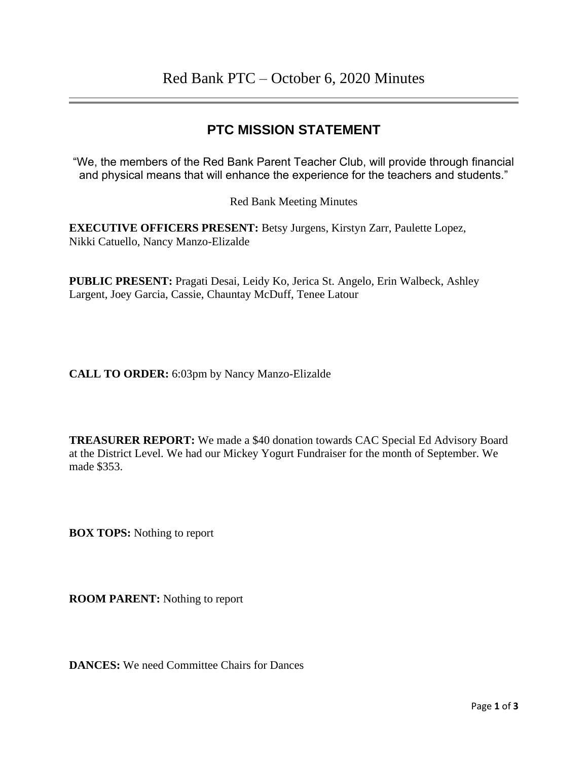# Red Bank PTC – October 6, 2020 Minutes

## PTC MISSION STATEMENT

"We, the members of the Red Bank Parent Teacher Club, will provide through financial and physical means that will enhance the experience for the teachers and students."

Red Bank Meeting Minutes

**EXECUTIVE OFFICERS PRESENT:** Betsy Jurgens, Kirstyn Zarr, Paulette Lopez, Nikki Catuello, Nancy Manzo-Elizalde

**PUBLIC PRESENT:** Pragati Desai, Leidy Ko, Jerica St. Angelo, Erin Walbeck, Ashley Largent, Joey Garcia, Cassie, Chauntay McDuff, Tenee Latour

**CALL TO ORDER:** 6:03pm by Nancy Manzo-Elizalde

**TREASURER REPORT:** We made a $40 donation towards CAC Special Ed Advisory Board at the District Level. We had our Mickey Yogurt Fundraiser for the month of September. We made $353.

**BOX TOPS:** Nothing to report

**ROOM PARENT:** Nothing to report

**DANCES:** We need Committee Chairs for Dances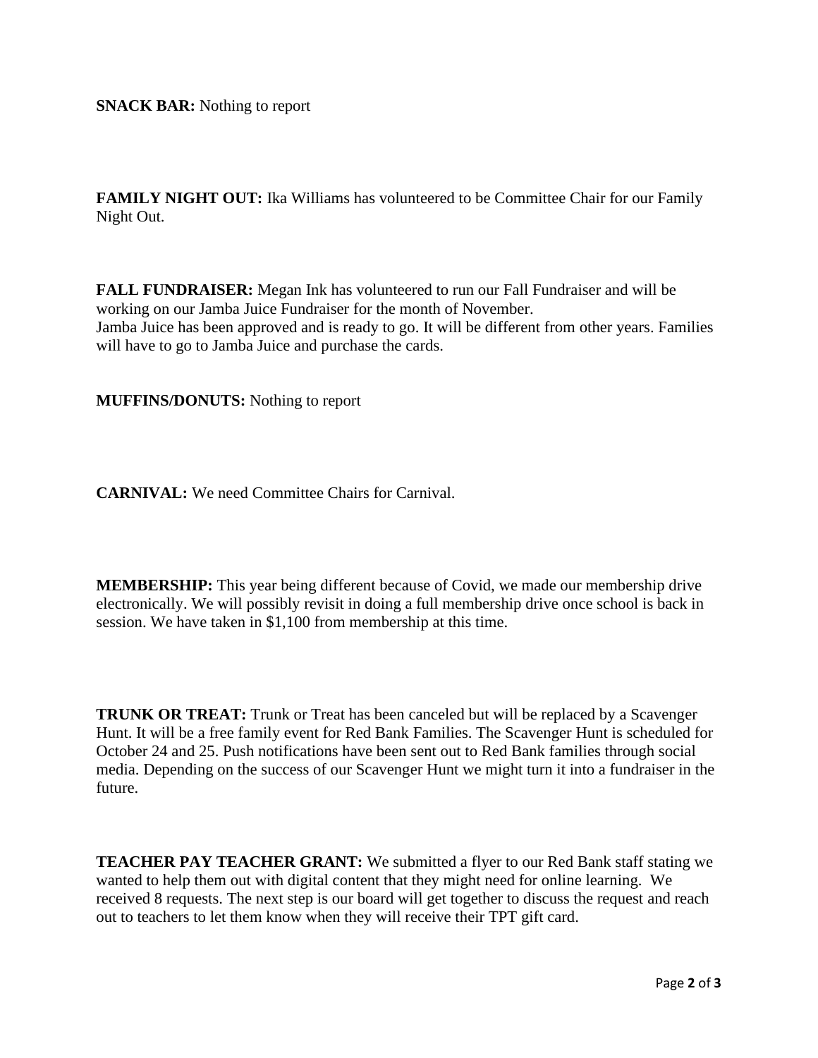**SNACK BAR:** Nothing to report

**FAMILY NIGHT OUT:** Ika Williams has volunteered to be Committee Chair for our Family Night Out.

**FALL FUNDRAISER:** Megan Ink has volunteered to run our Fall Fundraiser and will be working on our Jamba Juice Fundraiser for the month of November.
Jamba Juice has been approved and is ready to go. It will be different from other years. Families will have to go to Jamba Juice and purchase the cards.

**MUFFINS/DONUTS:** Nothing to report

**CARNIVAL:** We need Committee Chairs for Carnival.

**MEMBERSHIP:** This year being different because of Covid, we made our membership drive electronically. We will possibly revisit in doing a full membership drive once school is back in session. We have taken in $1,100 from membership at this time.

**TRUNK OR TREAT:** Trunk or Treat has been canceled but will be replaced by a Scavenger Hunt. It will be a free family event for Red Bank Families. The Scavenger Hunt is scheduled for October 24 and 25. Push notifications have been sent out to Red Bank families through social media. Depending on the success of our Scavenger Hunt we might turn it into a fundraiser in the future.

**TEACHER PAY TEACHER GRANT:** We submitted a flyer to our Red Bank staff stating we wanted to help them out with digital content that they might need for online learning. We received 8 requests. The next step is our board will get together to discuss the request and reach out to teachers to let them know when they will receive their TPT gift card.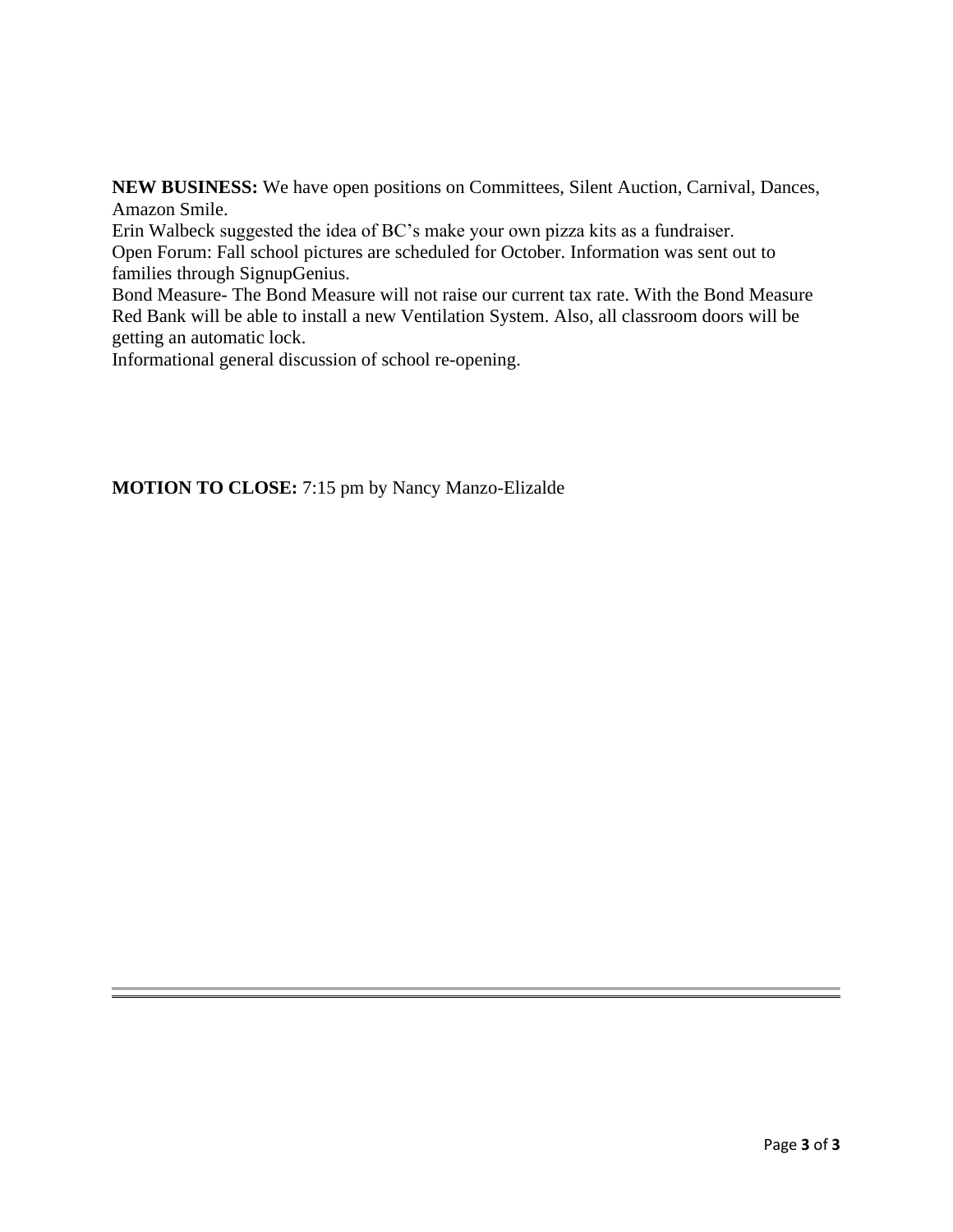**NEW BUSINESS:** We have open positions on Committees, Silent Auction, Carnival, Dances, Amazon Smile.

Erin Walbeck suggested the idea of BC's make your own pizza kits as a fundraiser.

Open Forum: Fall school pictures are scheduled for October. Information was sent out to families through SignupGenius.

Bond Measure- The Bond Measure will not raise our current tax rate. With the Bond Measure Red Bank will be able to install a new Ventilation System. Also, all classroom doors will be getting an automatic lock.

Informational general discussion of school re-opening.

**MOTION TO CLOSE:** 7:15 pm by Nancy Manzo-Elizalde